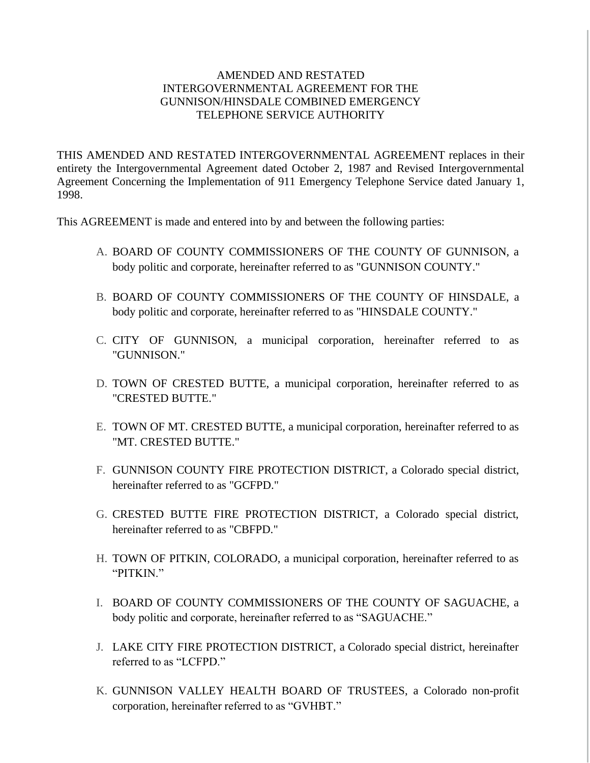# AMENDED AND RESTATED INTERGOVERNMENTAL AGREEMENT FOR THE GUNNISON/HINSDALE COMBINED EMERGENCY TELEPHONE SERVICE AUTHORITY

THIS AMENDED AND RESTATED INTERGOVERNMENTAL AGREEMENT replaces in their entirety the Intergovernmental Agreement dated October 2, 1987 and Revised Intergovernmental Agreement Concerning the Implementation of 911 Emergency Telephone Service dated January 1, 1998.

This AGREEMENT is made and entered into by and between the following parties:

A. BOARD OF COUNTY COMMISSIONERS OF THE COUNTY OF GUNNISON, a body politic and corporate, hereinafter referred to as "GUNNISON COUNTY."

B. BOARD OF COUNTY COMMISSIONERS OF THE COUNTY OF HINSDALE, a body politic and corporate, hereinafter referred to as "HINSDALE COUNTY."

C. CITY OF GUNNISON, a municipal corporation, hereinafter referred to as "GUNNISON."

D. TOWN OF CRESTED BUTTE, a municipal corporation, hereinafter referred to as "CRESTED BUTTE."

E. TOWN OF MT. CRESTED BUTTE, a municipal corporation, hereinafter referred to as "MT. CRESTED BUTTE."

F. GUNNISON COUNTY FIRE PROTECTION DISTRICT, a Colorado special district, hereinafter referred to as "GCFPD."

G. CRESTED BUTTE FIRE PROTECTION DISTRICT, a Colorado special district, hereinafter referred to as "CBFPD."

H. TOWN OF PITKIN, COLORADO, a municipal corporation, hereinafter referred to as "PITKIN."

I. BOARD OF COUNTY COMMISSIONERS OF THE COUNTY OF SAGUACHE, a body politic and corporate, hereinafter referred to as "SAGUACHE."

J. LAKE CITY FIRE PROTECTION DISTRICT, a Colorado special district, hereinafter referred to as "LCFPD."

K. GUNNISON VALLEY HEALTH BOARD OF TRUSTEES, a Colorado non-profit corporation, hereinafter referred to as "GVHBT."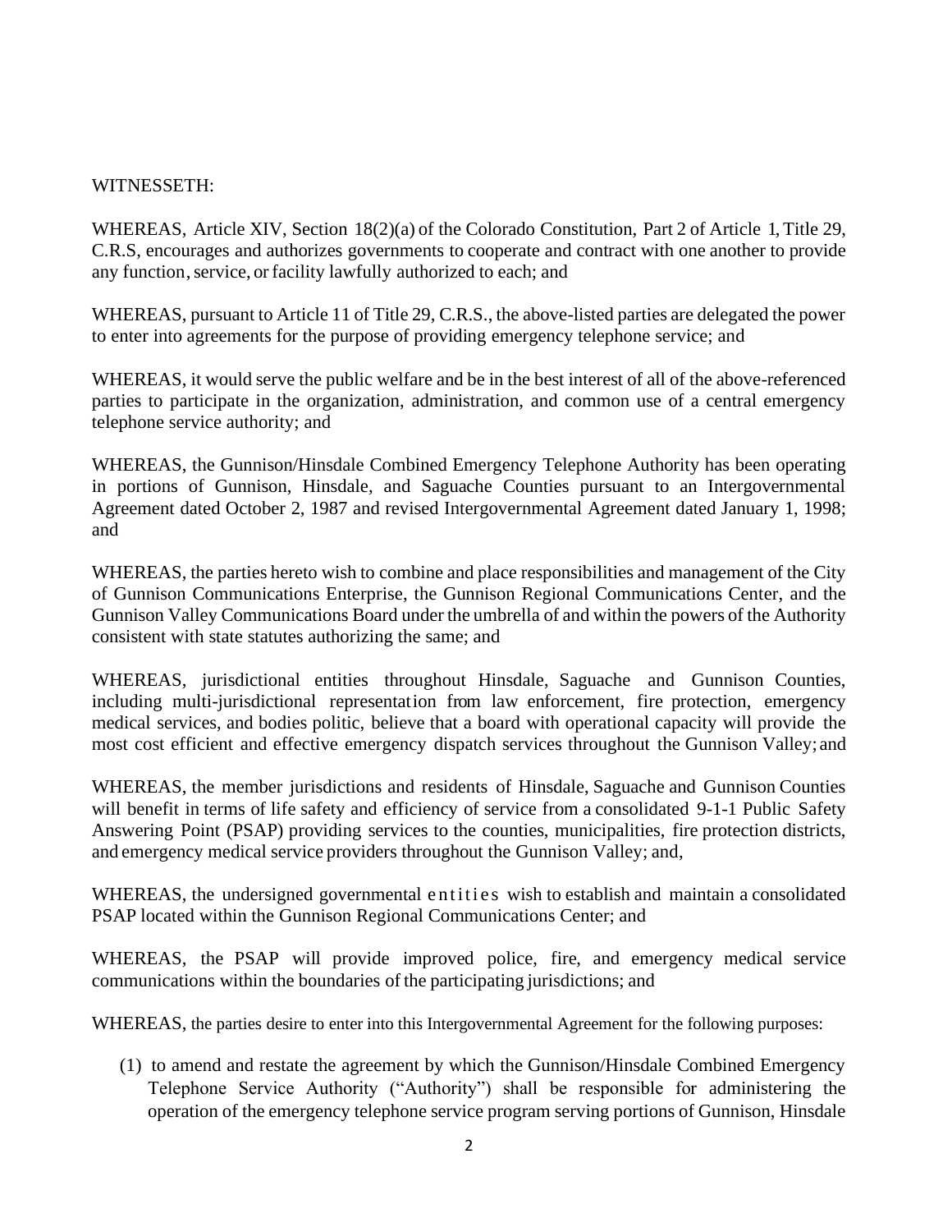WITNESSETH:

WHEREAS, Article XIV, Section 18(2)(a) of the Colorado Constitution, Part 2 of Article 1, Title 29, C.R.S, encourages and authorizes governments to cooperate and contract with one another to provide any function, service, or facility lawfully authorized to each; and

WHEREAS, pursuant to Article 11 of Title 29, C.R.S., the above-listed parties are delegated the power to enter into agreements for the purpose of providing emergency telephone service; and

WHEREAS, it would serve the public welfare and be in the best interest of all of the above-referenced parties to participate in the organization, administration, and common use of a central emergency telephone service authority; and

WHEREAS, the Gunnison/Hinsdale Combined Emergency Telephone Authority has been operating in portions of Gunnison, Hinsdale, and Saguache Counties pursuant to an Intergovernmental Agreement dated October 2, 1987 and revised Intergovernmental Agreement dated January 1, 1998; and

WHEREAS, the parties hereto wish to combine and place responsibilities and management of the City of Gunnison Communications Enterprise, the Gunnison Regional Communications Center, and the Gunnison Valley Communications Board under the umbrella of and within the powers of the Authority consistent with state statutes authorizing the same; and

WHEREAS, jurisdictional entities throughout Hinsdale, Saguache and Gunnison Counties, including multi-jurisdictional representation from law enforcement, fire protection, emergency medical services, and bodies politic, believe that a board with operational capacity will provide the most cost efficient and effective emergency dispatch services throughout the Gunnison Valley; and

WHEREAS, the member jurisdictions and residents of Hinsdale, Saguache and Gunnison Counties will benefit in terms of life safety and efficiency of service from a consolidated 9-1-1 Public Safety Answering Point (PSAP) providing services to the counties, municipalities, fire protection districts, and emergency medical service providers throughout the Gunnison Valley; and,

WHEREAS, the undersigned governmental entities wish to establish and maintain a consolidated PSAP located within the Gunnison Regional Communications Center; and

WHEREAS, the PSAP will provide improved police, fire, and emergency medical service communications within the boundaries of the participating jurisdictions; and

WHEREAS, the parties desire to enter into this Intergovernmental Agreement for the following purposes:

(1) to amend and restate the agreement by which the Gunnison/Hinsdale Combined Emergency Telephone Service Authority ("Authority") shall be responsible for administering the operation of the emergency telephone service program serving portions of Gunnison, Hinsdale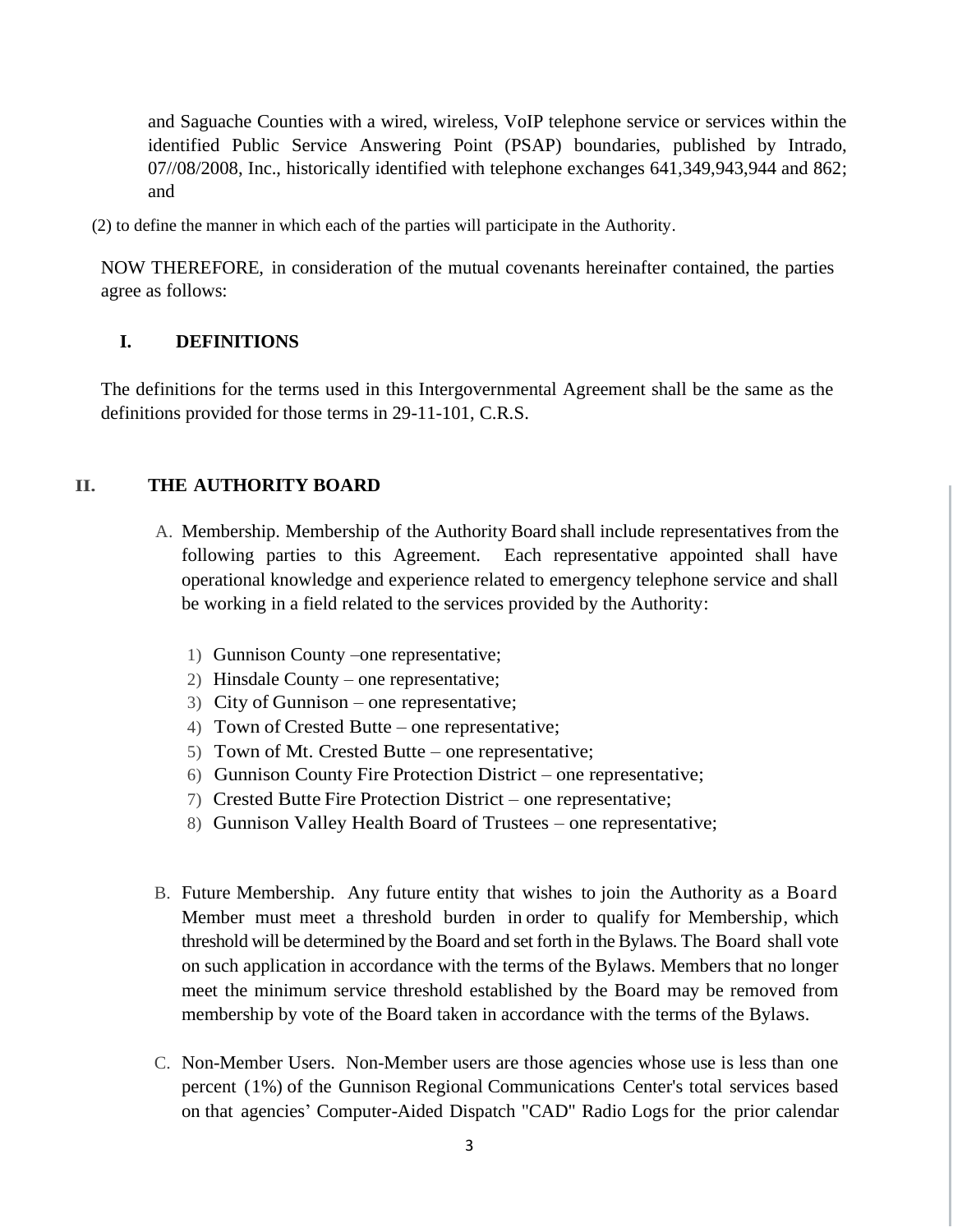and Saguache Counties with a wired, wireless, VoIP telephone service or services within the identified Public Service Answering Point (PSAP) boundaries, published by Intrado, 07//08/2008, Inc., historically identified with telephone exchanges 641,349,943,944 and 862; and

(2) to define the manner in which each of the parties will participate in the Authority.

NOW THEREFORE, in consideration of the mutual covenants hereinafter contained, the parties agree as follows:

## I. DEFINITIONS

The definitions for the terms used in this Intergovernmental Agreement shall be the same as the definitions provided for those terms in 29-11-101, C.R.S.

## II. THE AUTHORITY BOARD

A. Membership. Membership of the Authority Board shall include representatives from the following parties to this Agreement. Each representative appointed shall have operational knowledge and experience related to emergency telephone service and shall be working in a field related to the services provided by the Authority:

1) Gunnison County –one representative;
2) Hinsdale County – one representative;
3) City of Gunnison – one representative;
4) Town of Crested Butte – one representative;
5) Town of Mt. Crested Butte – one representative;
6) Gunnison County Fire Protection District – one representative;
7) Crested Butte Fire Protection District – one representative;
8) Gunnison Valley Health Board of Trustees – one representative;

B. Future Membership. Any future entity that wishes to join the Authority as a Board Member must meet a threshold burden in order to qualify for Membership, which threshold will be determined by the Board and set forth in the Bylaws. The Board shall vote on such application in accordance with the terms of the Bylaws. Members that no longer meet the minimum service threshold established by the Board may be removed from membership by vote of the Board taken in accordance with the terms of the Bylaws.

C. Non-Member Users. Non-Member users are those agencies whose use is less than one percent (1%) of the Gunnison Regional Communications Center's total services based on that agencies' Computer-Aided Dispatch "CAD" Radio Logs for the prior calendar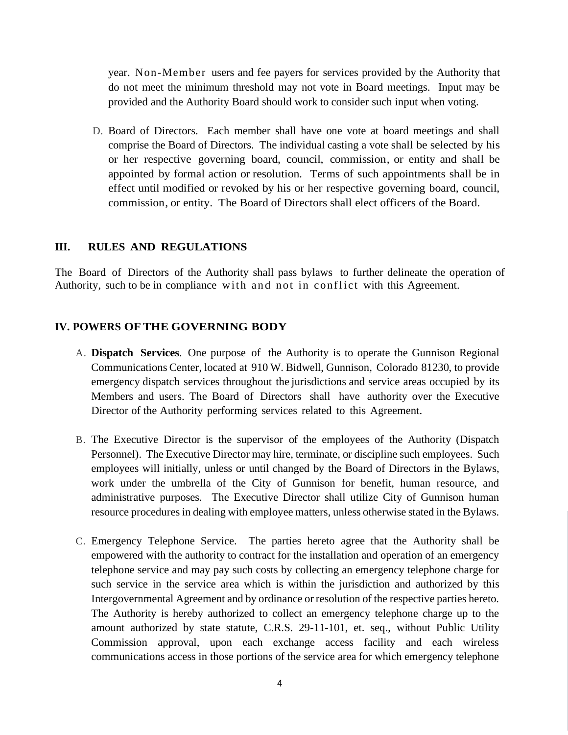year. Non-Member users and fee payers for services provided by the Authority that do not meet the minimum threshold may not vote in Board meetings. Input may be provided and the Authority Board should work to consider such input when voting.

D. Board of Directors. Each member shall have one vote at board meetings and shall comprise the Board of Directors. The individual casting a vote shall be selected by his or her respective governing board, council, commission, or entity and shall be appointed by formal action or resolution. Terms of such appointments shall be in effect until modified or revoked by his or her respective governing board, council, commission, or entity. The Board of Directors shall elect officers of the Board.

## III. RULES AND REGULATIONS

The Board of Directors of the Authority shall pass bylaws to further delineate the operation of Authority, such to be in compliance with and not in conflict with this Agreement.

## IV. POWERS OF THE GOVERNING BODY

A. **Dispatch Services**. One purpose of the Authority is to operate the Gunnison Regional Communications Center, located at 910 W. Bidwell, Gunnison, Colorado 81230, to provide emergency dispatch services throughout the jurisdictions and service areas occupied by its Members and users. The Board of Directors shall have authority over the Executive Director of the Authority performing services related to this Agreement.

B. The Executive Director is the supervisor of the employees of the Authority (Dispatch Personnel). The Executive Director may hire, terminate, or discipline such employees. Such employees will initially, unless or until changed by the Board of Directors in the Bylaws, work under the umbrella of the City of Gunnison for benefit, human resource, and administrative purposes. The Executive Director shall utilize City of Gunnison human resource procedures in dealing with employee matters, unless otherwise stated in the Bylaws.

C. Emergency Telephone Service. The parties hereto agree that the Authority shall be empowered with the authority to contract for the installation and operation of an emergency telephone service and may pay such costs by collecting an emergency telephone charge for such service in the service area which is within the jurisdiction and authorized by this Intergovernmental Agreement and by ordinance or resolution of the respective parties hereto. The Authority is hereby authorized to collect an emergency telephone charge up to the amount authorized by state statute, C.R.S. 29-11-101, et. seq., without Public Utility Commission approval, upon each exchange access facility and each wireless communications access in those portions of the service area for which emergency telephone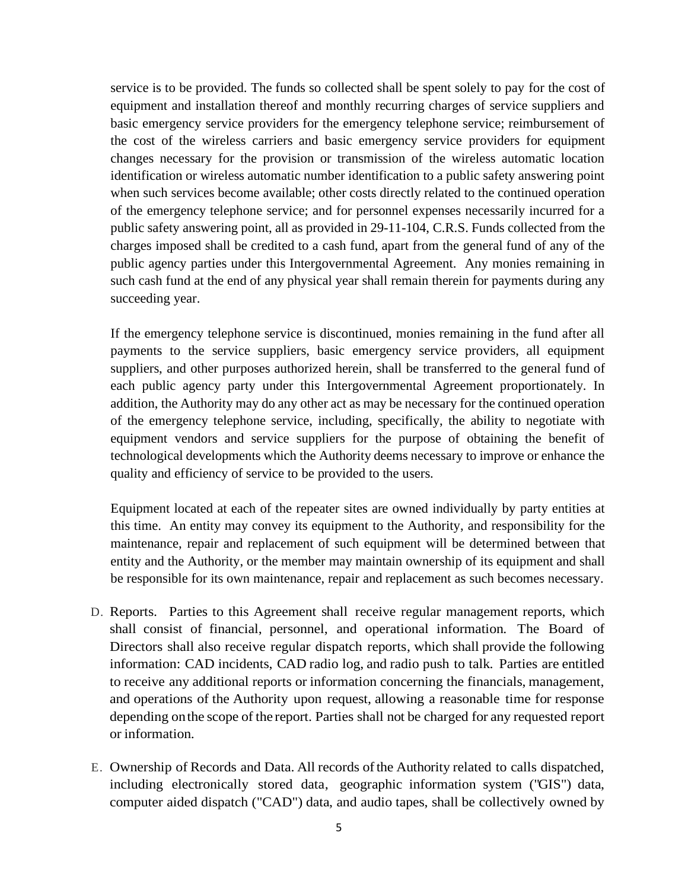service is to be provided. The funds so collected shall be spent solely to pay for the cost of equipment and installation thereof and monthly recurring charges of service suppliers and basic emergency service providers for the emergency telephone service; reimbursement of the cost of the wireless carriers and basic emergency service providers for equipment changes necessary for the provision or transmission of the wireless automatic location identification or wireless automatic number identification to a public safety answering point when such services become available; other costs directly related to the continued operation of the emergency telephone service; and for personnel expenses necessarily incurred for a public safety answering point, all as provided in 29-11-104, C.R.S. Funds collected from the charges imposed shall be credited to a cash fund, apart from the general fund of any of the public agency parties under this Intergovernmental Agreement. Any monies remaining in such cash fund at the end of any physical year shall remain therein for payments during any succeeding year.

If the emergency telephone service is discontinued, monies remaining in the fund after all payments to the service suppliers, basic emergency service providers, all equipment suppliers, and other purposes authorized herein, shall be transferred to the general fund of each public agency party under this Intergovernmental Agreement proportionately. In addition, the Authority may do any other act as may be necessary for the continued operation of the emergency telephone service, including, specifically, the ability to negotiate with equipment vendors and service suppliers for the purpose of obtaining the benefit of technological developments which the Authority deems necessary to improve or enhance the quality and efficiency of service to be provided to the users.

Equipment located at each of the repeater sites are owned individually by party entities at this time. An entity may convey its equipment to the Authority, and responsibility for the maintenance, repair and replacement of such equipment will be determined between that entity and the Authority, or the member may maintain ownership of its equipment and shall be responsible for its own maintenance, repair and replacement as such becomes necessary.

D. Reports. Parties to this Agreement shall receive regular management reports, which shall consist of financial, personnel, and operational information. The Board of Directors shall also receive regular dispatch reports, which shall provide the following information: CAD incidents, CAD radio log, and radio push to talk. Parties are entitled to receive any additional reports or information concerning the financials, management, and operations of the Authority upon request, allowing a reasonable time for response depending on the scope of the report. Parties shall not be charged for any requested report or information.

E. Ownership of Records and Data. All records of the Authority related to calls dispatched, including electronically stored data, geographic information system ("GIS") data, computer aided dispatch ("CAD") data, and audio tapes, shall be collectively owned by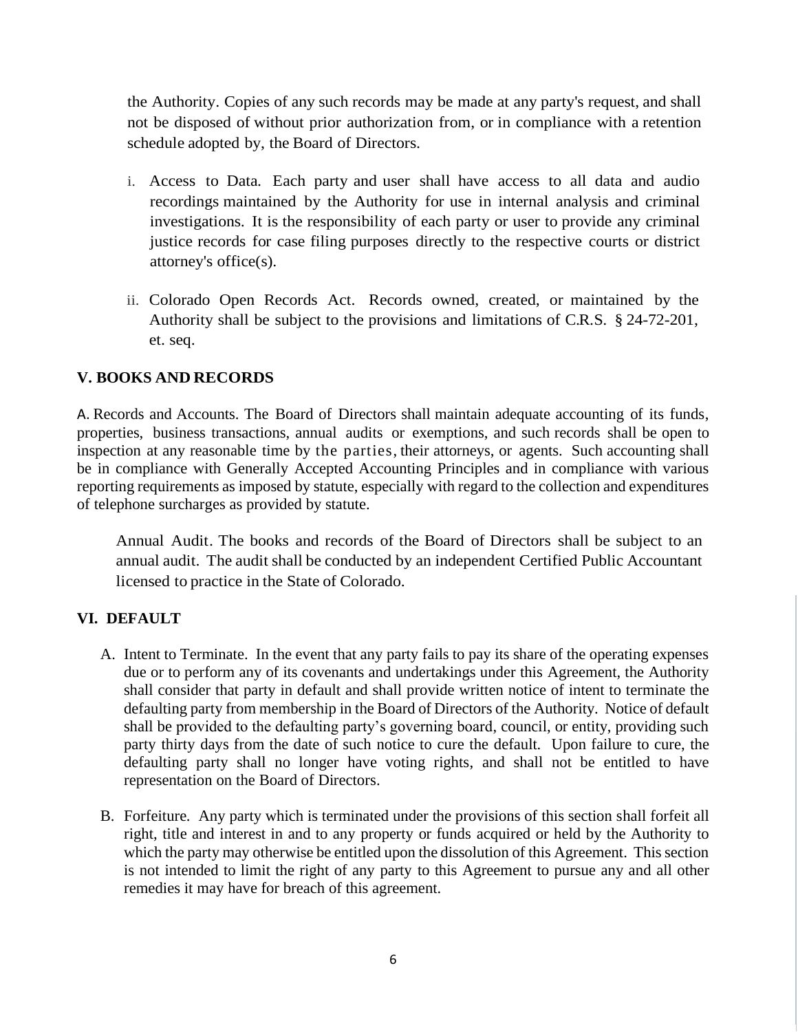the Authority. Copies of any such records may be made at any party's request, and shall not be disposed of without prior authorization from, or in compliance with a retention schedule adopted by, the Board of Directors.

i. Access to Data. Each party and user shall have access to all data and audio recordings maintained by the Authority for use in internal analysis and criminal investigations. It is the responsibility of each party or user to provide any criminal justice records for case filing purposes directly to the respective courts or district attorney's office(s).

ii. Colorado Open Records Act. Records owned, created, or maintained by the Authority shall be subject to the provisions and limitations of C.R.S. § 24-72-201, et. seq.

## V. BOOKS AND RECORDS

A. Records and Accounts. The Board of Directors shall maintain adequate accounting of its funds, properties, business transactions, annual audits or exemptions, and such records shall be open to inspection at any reasonable time by the parties, their attorneys, or agents. Such accounting shall be in compliance with Generally Accepted Accounting Principles and in compliance with various reporting requirements as imposed by statute, especially with regard to the collection and expenditures of telephone surcharges as provided by statute.

Annual Audit. The books and records of the Board of Directors shall be subject to an annual audit. The audit shall be conducted by an independent Certified Public Accountant licensed to practice in the State of Colorado.

## VI. DEFAULT

A. Intent to Terminate. In the event that any party fails to pay its share of the operating expenses due or to perform any of its covenants and undertakings under this Agreement, the Authority shall consider that party in default and shall provide written notice of intent to terminate the defaulting party from membership in the Board of Directors of the Authority. Notice of default shall be provided to the defaulting party's governing board, council, or entity, providing such party thirty days from the date of such notice to cure the default. Upon failure to cure, the defaulting party shall no longer have voting rights, and shall not be entitled to have representation on the Board of Directors.

B. Forfeiture. Any party which is terminated under the provisions of this section shall forfeit all right, title and interest in and to any property or funds acquired or held by the Authority to which the party may otherwise be entitled upon the dissolution of this Agreement. This section is not intended to limit the right of any party to this Agreement to pursue any and all other remedies it may have for breach of this agreement.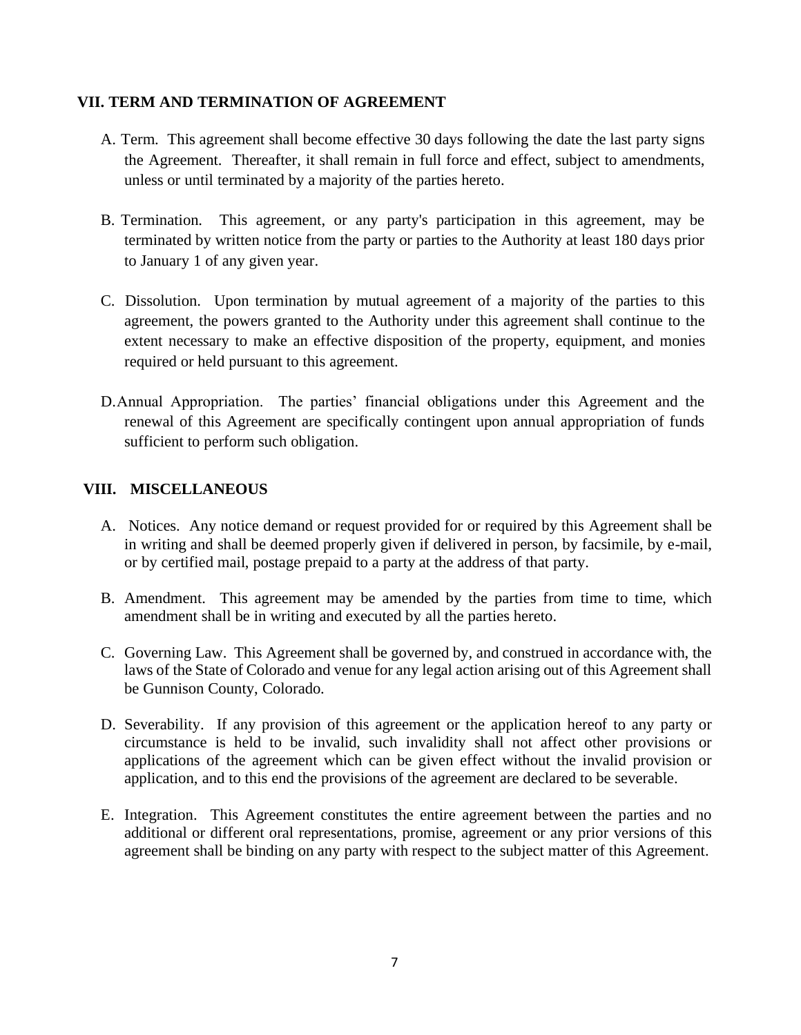## VII. TERM AND TERMINATION OF AGREEMENT

A. Term. This agreement shall become effective 30 days following the date the last party signs the Agreement. Thereafter, it shall remain in full force and effect, subject to amendments, unless or until terminated by a majority of the parties hereto.

B. Termination. This agreement, or any party's participation in this agreement, may be terminated by written notice from the party or parties to the Authority at least 180 days prior to January 1 of any given year.

C. Dissolution. Upon termination by mutual agreement of a majority of the parties to this agreement, the powers granted to the Authority under this agreement shall continue to the extent necessary to make an effective disposition of the property, equipment, and monies required or held pursuant to this agreement.

D. Annual Appropriation. The parties' financial obligations under this Agreement and the renewal of this Agreement are specifically contingent upon annual appropriation of funds sufficient to perform such obligation.

## VIII. MISCELLANEOUS

A. Notices. Any notice demand or request provided for or required by this Agreement shall be in writing and shall be deemed properly given if delivered in person, by facsimile, by e-mail, or by certified mail, postage prepaid to a party at the address of that party.

B. Amendment. This agreement may be amended by the parties from time to time, which amendment shall be in writing and executed by all the parties hereto.

C. Governing Law. This Agreement shall be governed by, and construed in accordance with, the laws of the State of Colorado and venue for any legal action arising out of this Agreement shall be Gunnison County, Colorado.

D. Severability. If any provision of this agreement or the application hereof to any party or circumstance is held to be invalid, such invalidity shall not affect other provisions or applications of the agreement which can be given effect without the invalid provision or application, and to this end the provisions of the agreement are declared to be severable.

E. Integration. This Agreement constitutes the entire agreement between the parties and no additional or different oral representations, promise, agreement or any prior versions of this agreement shall be binding on any party with respect to the subject matter of this Agreement.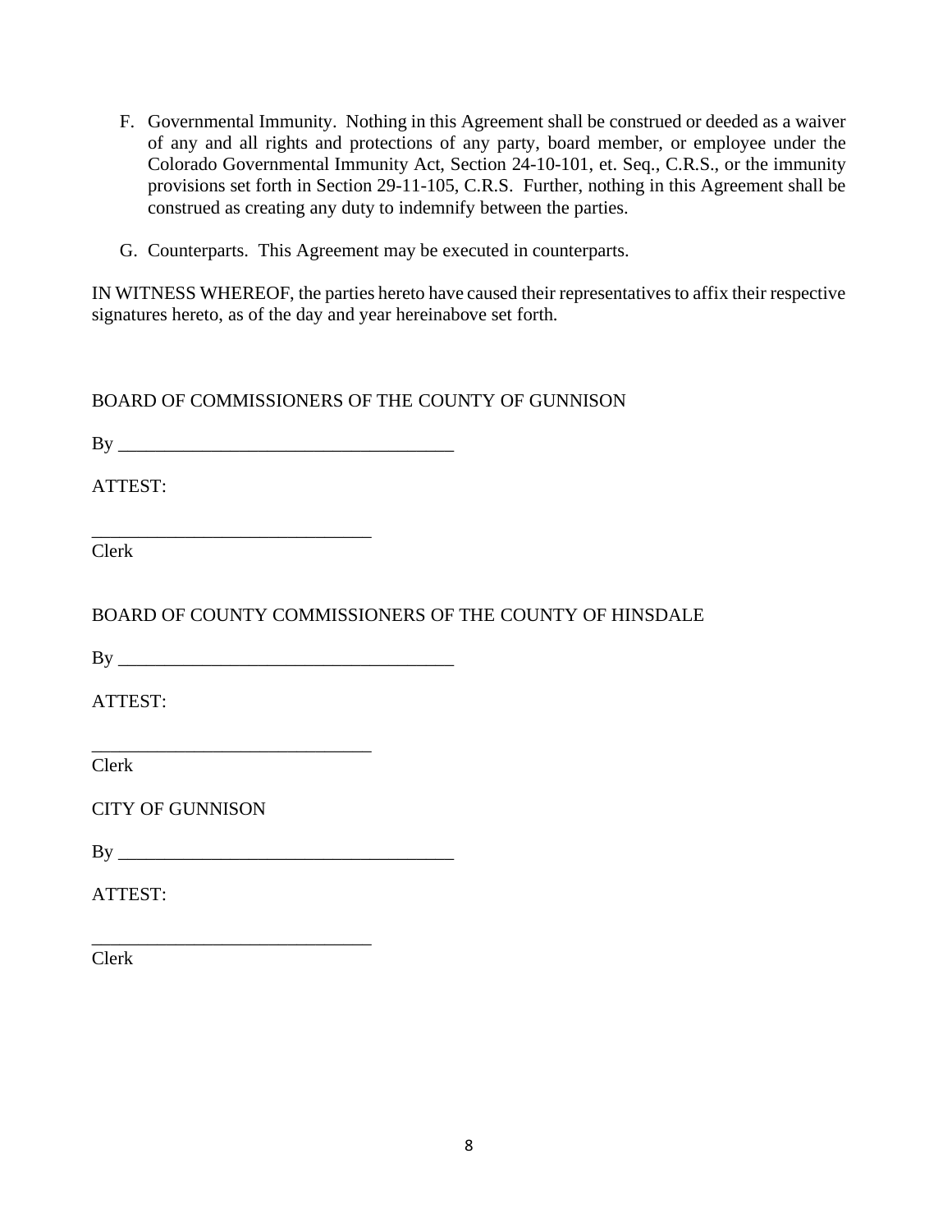F. Governmental Immunity. Nothing in this Agreement shall be construed or deeded as a waiver of any and all rights and protections of any party, board member, or employee under the Colorado Governmental Immunity Act, Section 24-10-101, et. Seq., C.R.S., or the immunity provisions set forth in Section 29-11-105, C.R.S. Further, nothing in this Agreement shall be construed as creating any duty to indemnify between the parties.

G. Counterparts. This Agreement may be executed in counterparts.

IN WITNESS WHEREOF, the parties hereto have caused their representatives to affix their respective signatures hereto, as of the day and year hereinabove set forth.

BOARD OF COMMISSIONERS OF THE COUNTY OF GUNNISON

By ____________________________________

ATTEST:

______________________________
Clerk

BOARD OF COUNTY COMMISSIONERS OF THE COUNTY OF HINSDALE

By ____________________________________

ATTEST:

______________________________
Clerk

CITY OF GUNNISON

By ____________________________________

ATTEST:

______________________________
Clerk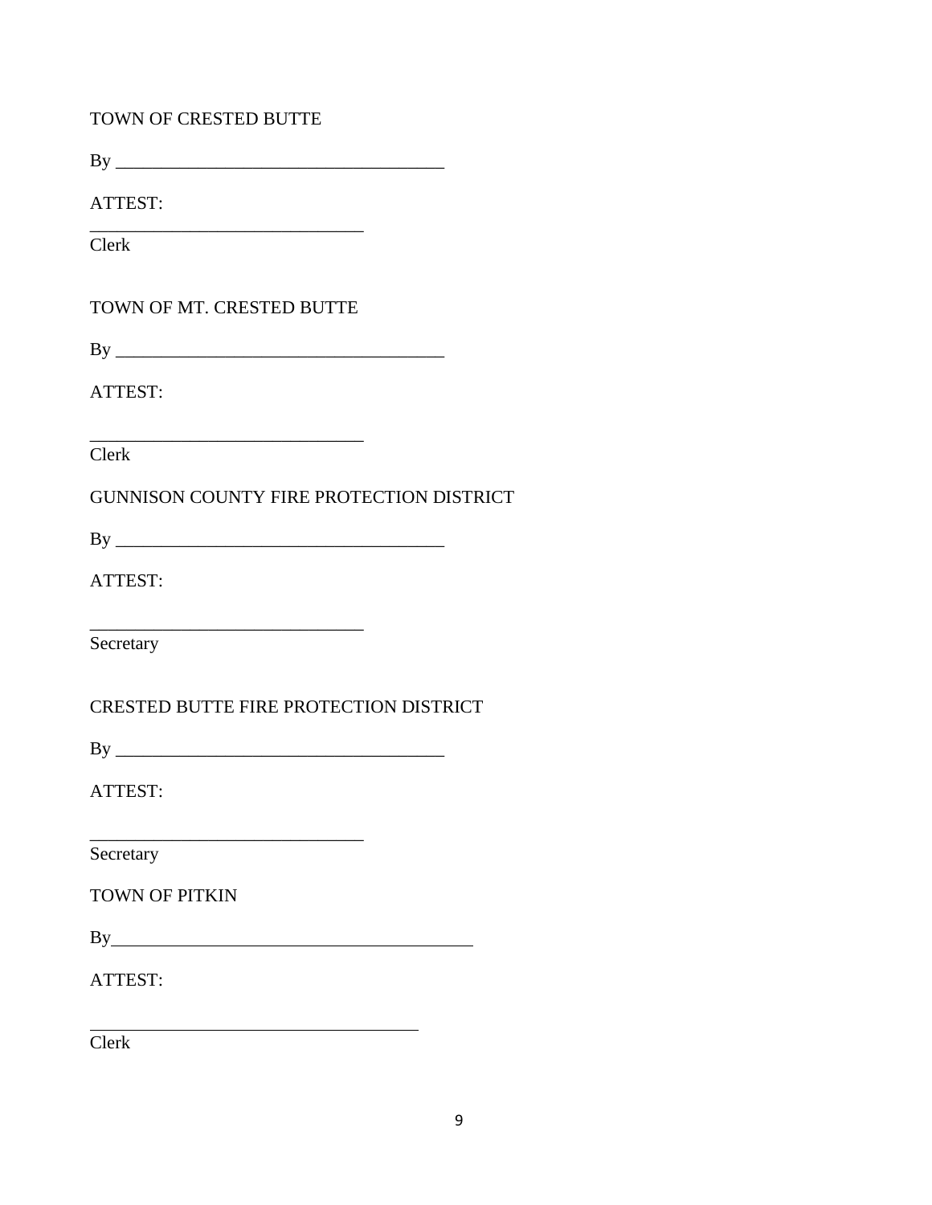TOWN OF CRESTED BUTTE

By ____________________________________

ATTEST:

______________________________
Clerk

TOWN OF MT. CRESTED BUTTE

By ____________________________________

ATTEST:

______________________________
Clerk

GUNNISON COUNTY FIRE PROTECTION DISTRICT

By ____________________________________

ATTEST:

______________________________
Secretary

CRESTED BUTTE FIRE PROTECTION DISTRICT

By ____________________________________

ATTEST:

______________________________
Secretary

TOWN OF PITKIN

By________________________________________

ATTEST:

____________________________________
Clerk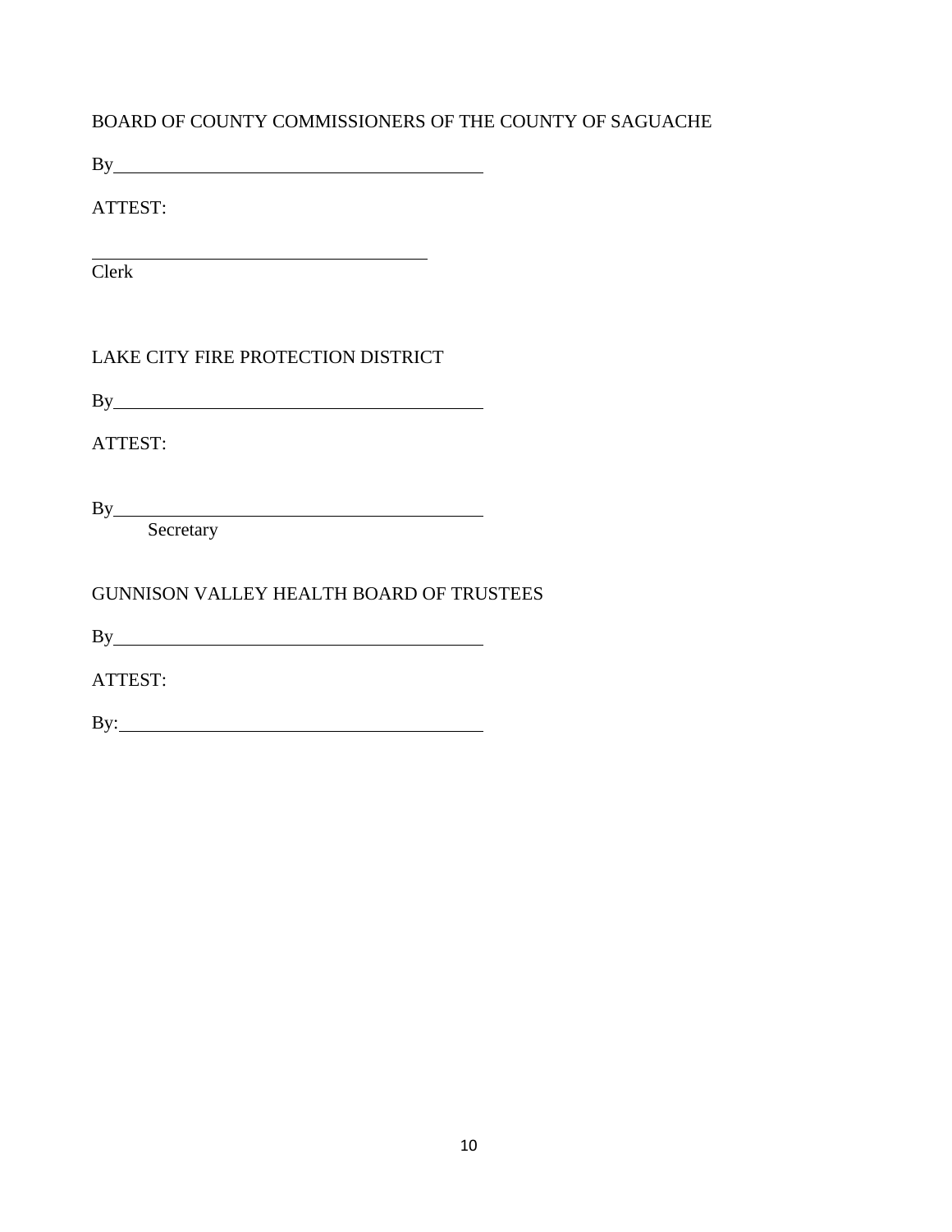BOARD OF COUNTY COMMISSIONERS OF THE COUNTY OF SAGUACHE

By\_\_\_\_\_\_\_\_\_\_\_\_\_\_\_\_\_\_\_\_\_\_\_\_\_\_\_\_\_\_\_\_\_\_\_\_\_\_\_\_

ATTEST:

\_\_\_\_\_\_\_\_\_\_\_\_\_\_\_\_\_\_\_\_\_\_\_\_\_\_\_\_\_\_\_\_\_\_\_\_\_\_\_\_
Clerk

LAKE CITY FIRE PROTECTION DISTRICT

By\_\_\_\_\_\_\_\_\_\_\_\_\_\_\_\_\_\_\_\_\_\_\_\_\_\_\_\_\_\_\_\_\_\_\_\_\_\_\_\_

ATTEST:

By\_\_\_\_\_\_\_\_\_\_\_\_\_\_\_\_\_\_\_\_\_\_\_\_\_\_\_\_\_\_\_\_\_\_\_\_\_\_\_\_
Secretary

GUNNISON VALLEY HEALTH BOARD OF TRUSTEES

By\_\_\_\_\_\_\_\_\_\_\_\_\_\_\_\_\_\_\_\_\_\_\_\_\_\_\_\_\_\_\_\_\_\_\_\_\_\_\_\_

ATTEST:

By:\_\_\_\_\_\_\_\_\_\_\_\_\_\_\_\_\_\_\_\_\_\_\_\_\_\_\_\_\_\_\_\_\_\_\_\_\_\_\_\_